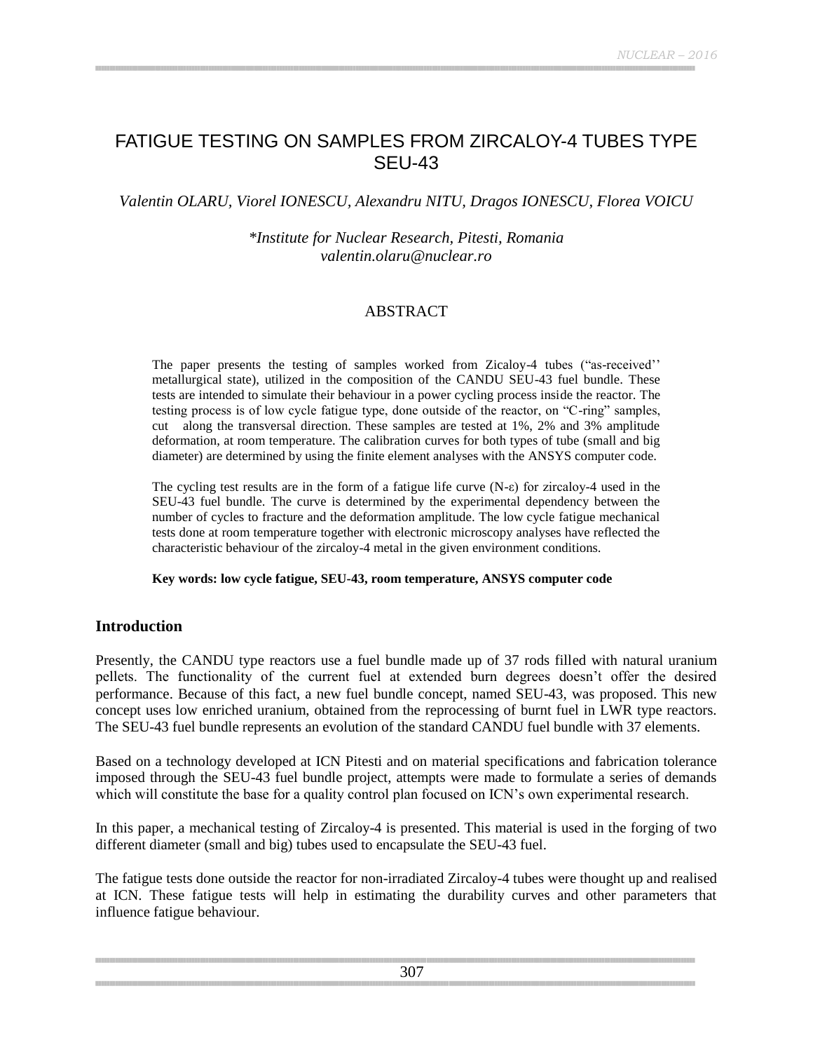# FATIGUE TESTING ON SAMPLES FROM ZIRCALOY-4 TUBES TYPE SEU-43

*Valentin OLARU, Viorel IONESCU, Alexandru NITU, Dragos IONESCU, Florea VOICU*

*\*Institute for Nuclear Research, Pitesti, Romania*
*valentin.olaru@nuclear.ro*

## ABSTRACT

The paper presents the testing of samples worked from Zicaloy-4 tubes ("as-received'' metallurgical state), utilized in the composition of the CANDU SEU-43 fuel bundle. These tests are intended to simulate their behaviour in a power cycling process inside the reactor. The testing process is of low cycle fatigue type, done outside of the reactor, on "C-ring" samples, cut along the transversal direction. These samples are tested at 1%, 2% and 3% amplitude deformation, at room temperature. The calibration curves for both types of tube (small and big diameter) are determined by using the finite element analyses with the ANSYS computer code.

The cycling test results are in the form of a fatigue life curve (N-$\varepsilon$) for zircaloy-4 used in the SEU-43 fuel bundle. The curve is determined by the experimental dependency between the number of cycles to fracture and the deformation amplitude. The low cycle fatigue mechanical tests done at room temperature together with electronic microscopy analyses have reflected the characteristic behaviour of the zircaloy-4 metal in the given environment conditions.

**Key words: low cycle fatigue, SEU-43, room temperature, ANSYS computer code**

## Introduction

Presently, the CANDU type reactors use a fuel bundle made up of 37 rods filled with natural uranium pellets. The functionality of the current fuel at extended burn degrees doesn't offer the desired performance. Because of this fact, a new fuel bundle concept, named SEU-43, was proposed. This new concept uses low enriched uranium, obtained from the reprocessing of burnt fuel in LWR type reactors. The SEU-43 fuel bundle represents an evolution of the standard CANDU fuel bundle with 37 elements.

Based on a technology developed at ICN Pitesti and on material specifications and fabrication tolerance imposed through the SEU-43 fuel bundle project, attempts were made to formulate a series of demands which will constitute the base for a quality control plan focused on ICN's own experimental research.

In this paper, a mechanical testing of Zircaloy-4 is presented. This material is used in the forging of two different diameter (small and big) tubes used to encapsulate the SEU-43 fuel.

The fatigue tests done outside the reactor for non-irradiated Zircaloy-4 tubes were thought up and realised at ICN. These fatigue tests will help in estimating the durability curves and other parameters that influence fatigue behaviour.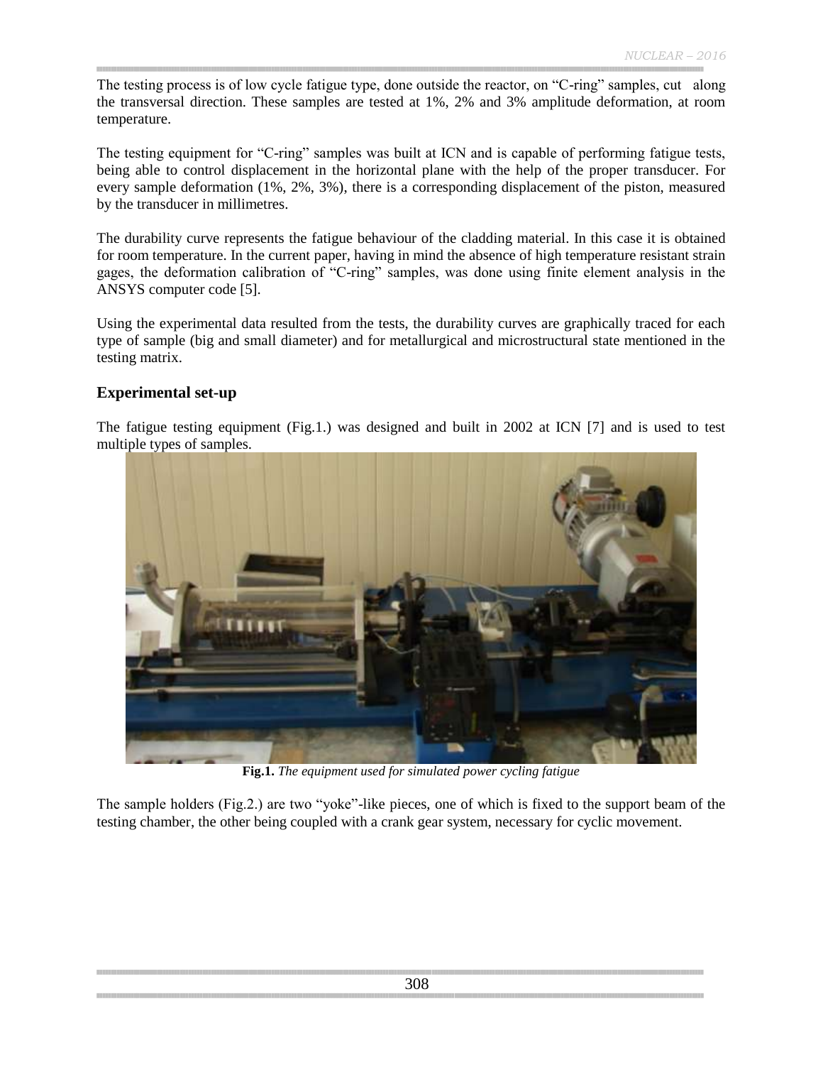The testing process is of low cycle fatigue type, done outside the reactor, on "C-ring" samples, cut along the transversal direction. These samples are tested at 1%, 2% and 3% amplitude deformation, at room temperature.

The testing equipment for "C-ring" samples was built at ICN and is capable of performing fatigue tests, being able to control displacement in the horizontal plane with the help of the proper transducer. For every sample deformation (1%, 2%, 3%), there is a corresponding displacement of the piston, measured by the transducer in millimetres.

The durability curve represents the fatigue behaviour of the cladding material. In this case it is obtained for room temperature. In the current paper, having in mind the absence of high temperature resistant strain gages, the deformation calibration of "C-ring" samples, was done using finite element analysis in the ANSYS computer code [5].

Using the experimental data resulted from the tests, the durability curves are graphically traced for each type of sample (big and small diameter) and for metallurgical and microstructural state mentioned in the testing matrix.

## Experimental set-up

The fatigue testing equipment (Fig.1.) was designed and built in 2002 at ICN [7] and is used to test multiple types of samples.

**Fig.1.** *The equipment used for simulated power cycling fatigue*

The sample holders (Fig.2.) are two "yoke"-like pieces, one of which is fixed to the support beam of the testing chamber, the other being coupled with a crank gear system, necessary for cyclic movement.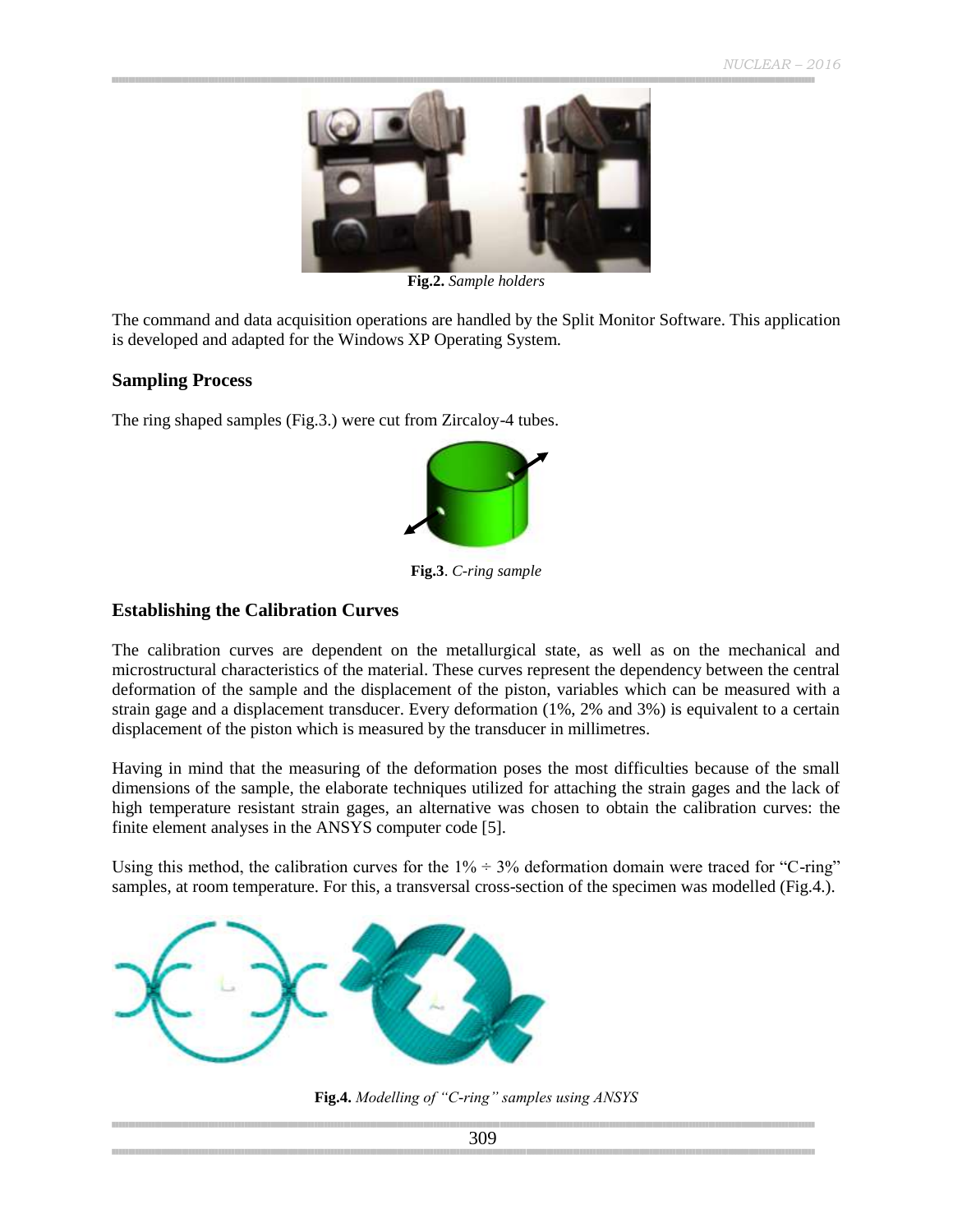**Fig.2.** *Sample holders*

The command and data acquisition operations are handled by the Split Monitor Software. This application is developed and adapted for the Windows XP Operating System.

### Sampling Process

The ring shaped samples (Fig.3.) were cut from Zircaloy-4 tubes.

**Fig.3**. *C-ring sample*

### Establishing the Calibration Curves

The calibration curves are dependent on the metallurgical state, as well as on the mechanical and microstructural characteristics of the material. These curves represent the dependency between the central deformation of the sample and the displacement of the piston, variables which can be measured with a strain gage and a displacement transducer. Every deformation (1%, 2% and 3%) is equivalent to a certain displacement of the piston which is measured by the transducer in millimetres.

Having in mind that the measuring of the deformation poses the most difficulties because of the small dimensions of the sample, the elaborate techniques utilized for attaching the strain gages and the lack of high temperature resistant strain gages, an alternative was chosen to obtain the calibration curves: the finite element analyses in the ANSYS computer code [5].

Using this method, the calibration curves for the 1% ÷ 3% deformation domain were traced for "C-ring" samples, at room temperature. For this, a transversal cross-section of the specimen was modelled (Fig.4.).

**Fig.4.** *Modelling of "C-ring" samples using ANSYS*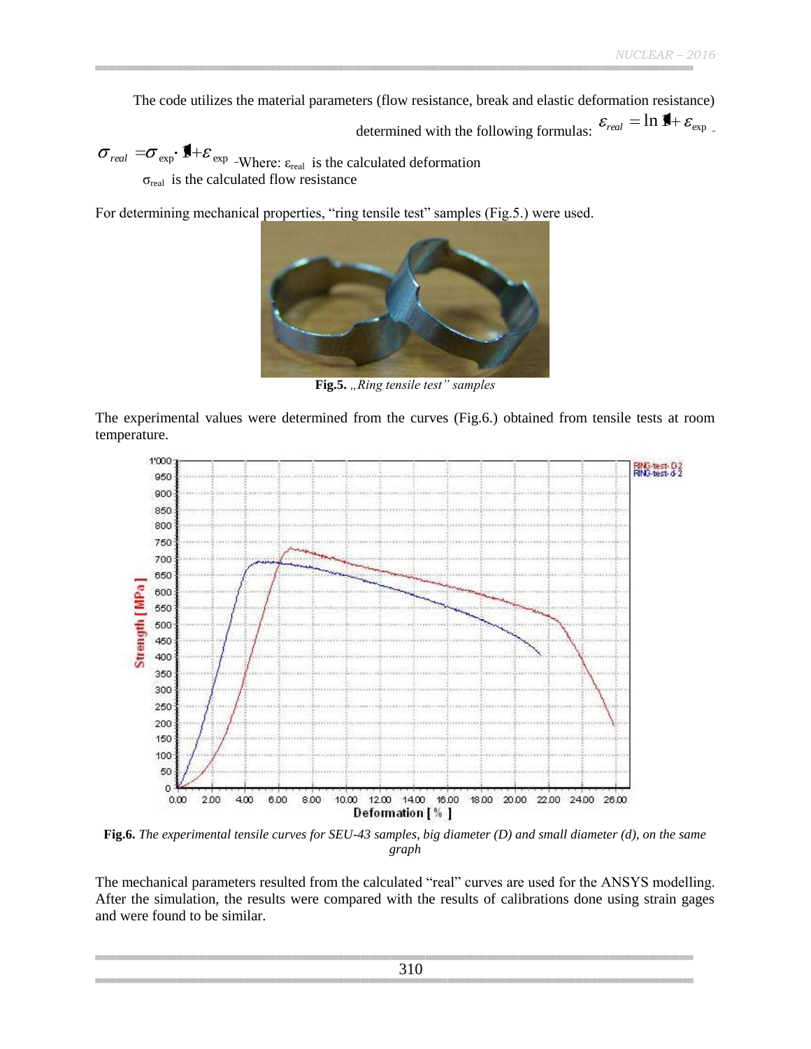The code utilizes the material parameters (flow resistance, break and elastic deformation resistance) determined with the following formulas: $\varepsilon_{real} = \ln(1+\varepsilon_{exp})$

$\sigma_{real} = \sigma_{exp} \cdot (1+\varepsilon_{exp})$ -Where: $\varepsilon_{real}$ is the calculated deformation

$\sigma_{real}$ is the calculated flow resistance

For determining mechanical properties, "ring tensile test" samples (Fig.5.) were used.

**Fig.5.** *„Ring tensile test" samples*

The experimental values were determined from the curves (Fig.6.) obtained from tensile tests at room temperature.

**Fig.6.** *The experimental tensile curves for SEU-43 samples, big diameter (D) and small diameter (d), on the same graph*

The mechanical parameters resulted from the calculated "real" curves are used for the ANSYS modelling. After the simulation, the results were compared with the results of calibrations done using strain gages and were found to be similar.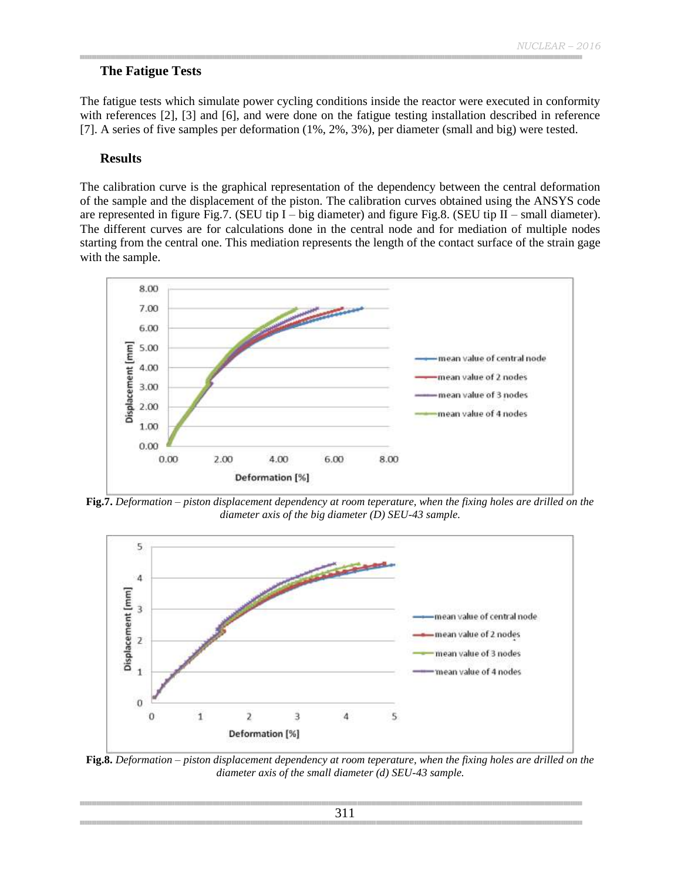### The Fatigue Tests

The fatigue tests which simulate power cycling conditions inside the reactor were executed in conformity with references [2], [3] and [6], and were done on the fatigue testing installation described in reference [7]. A series of five samples per deformation (1%, 2%, 3%), per diameter (small and big) were tested.

### Results

The calibration curve is the graphical representation of the dependency between the central deformation of the sample and the displacement of the piston. The calibration curves obtained using the ANSYS code are represented in figure Fig.7. (SEU tip I – big diameter) and figure Fig.8. (SEU tip II – small diameter). The different curves are for calculations done in the central node and for mediation of multiple nodes starting from the central one. This mediation represents the length of the contact surface of the strain gage with the sample.

**Fig.7.** *Deformation – piston displacement dependency at room teperature, when the fixing holes are drilled on the diameter axis of the big diameter (D) SEU-43 sample.*

**Fig.8.** *Deformation – piston displacement dependency at room teperature, when the fixing holes are drilled on the diameter axis of the small diameter (d) SEU-43 sample.*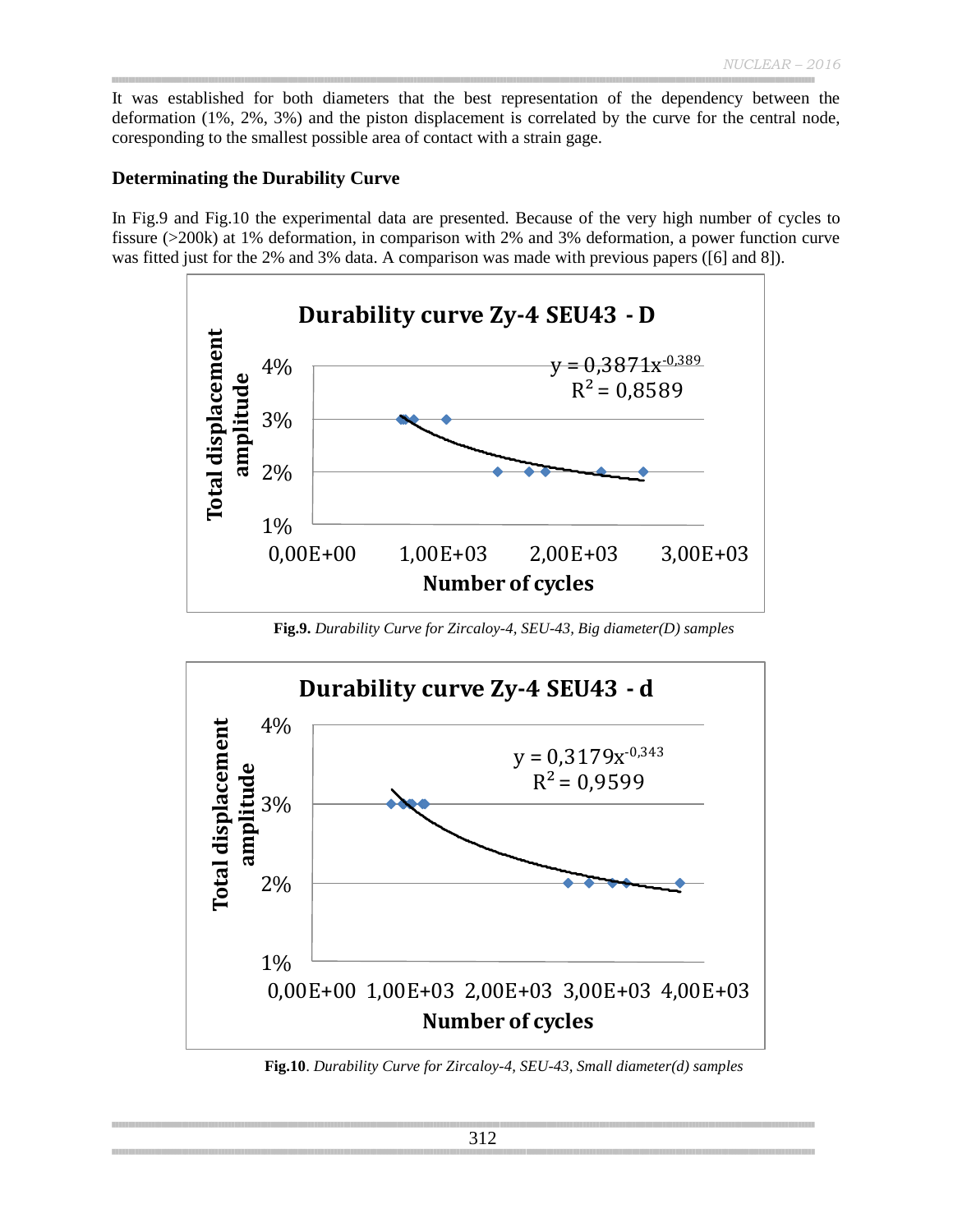It was established for both diameters that the best representation of the dependency between the deformation (1%, 2%, 3%) and the piston displacement is correlated by the curve for the central node, coresponding to the smallest possible area of contact with a strain gage.

### Determinating the Durability Curve

In Fig.9 and Fig.10 the experimental data are presented. Because of the very high number of cycles to fissure (>200k) at 1% deformation, in comparison with 2% and 3% deformation, a power function curve was fitted just for the 2% and 3% data. A comparison was made with previous papers ([6] and 8]).

**Fig.9.** *Durability Curve for Zircaloy-4, SEU-43, Big diameter(D) samples*

**Fig.10**. *Durability Curve for Zircaloy-4, SEU-43, Small diameter(d) samples*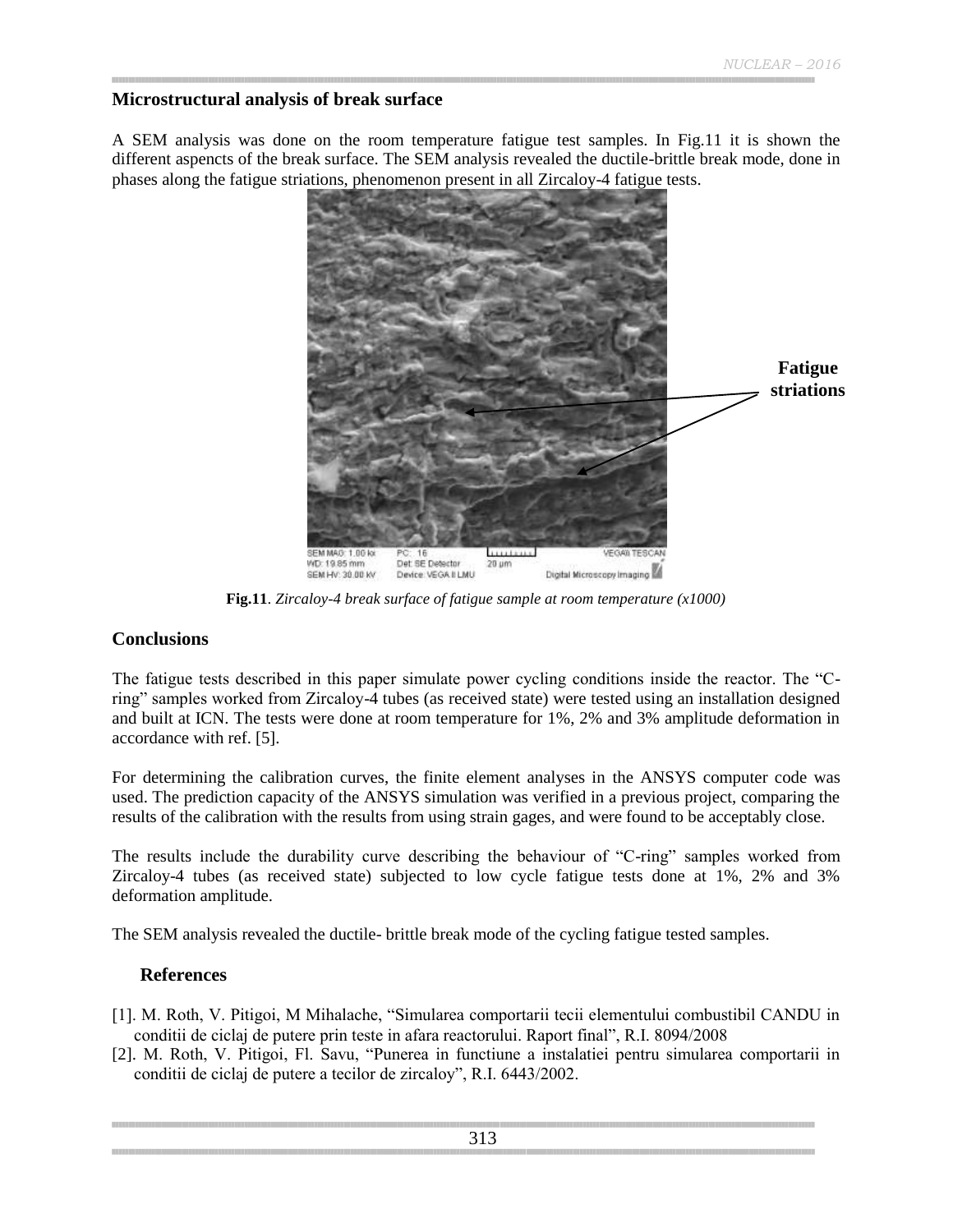## Microstructural analysis of break surface

A SEM analysis was done on the room temperature fatigue test samples. In Fig.11 it is shown the different aspencts of the break surface. The SEM analysis revealed the ductile-brittle break mode, done in phases along the fatigue striations, phenomenon present in all Zircaloy-4 fatigue tests.

**Fig.11**. *Zircaloy-4 break surface of fatigue sample at room temperature (x1000)*

## Conclusions

The fatigue tests described in this paper simulate power cycling conditions inside the reactor. The "C-ring" samples worked from Zircaloy-4 tubes (as received state) were tested using an installation designed and built at ICN. The tests were done at room temperature for 1%, 2% and 3% amplitude deformation in accordance with ref. [5].

For determining the calibration curves, the finite element analyses in the ANSYS computer code was used. The prediction capacity of the ANSYS simulation was verified in a previous project, comparing the results of the calibration with the results from using strain gages, and were found to be acceptably close.

The results include the durability curve describing the behaviour of "C-ring" samples worked from Zircaloy-4 tubes (as received state) subjected to low cycle fatigue tests done at 1%, 2% and 3% deformation amplitude.

The SEM analysis revealed the ductile- brittle break mode of the cycling fatigue tested samples.

## References

[1]. M. Roth, V. Pitigoi, M Mihalache, "Simularea comportarii tecii elementului combustibil CANDU in conditii de ciclaj de putere prin teste in afara reactorului. Raport final", R.I. 8094/2008

[2]. M. Roth, V. Pitigoi, Fl. Savu, "Punerea in functiune a instalatiei pentru simularea comportarii in conditii de ciclaj de putere a tecilor de zircaloy", R.I. 6443/2002.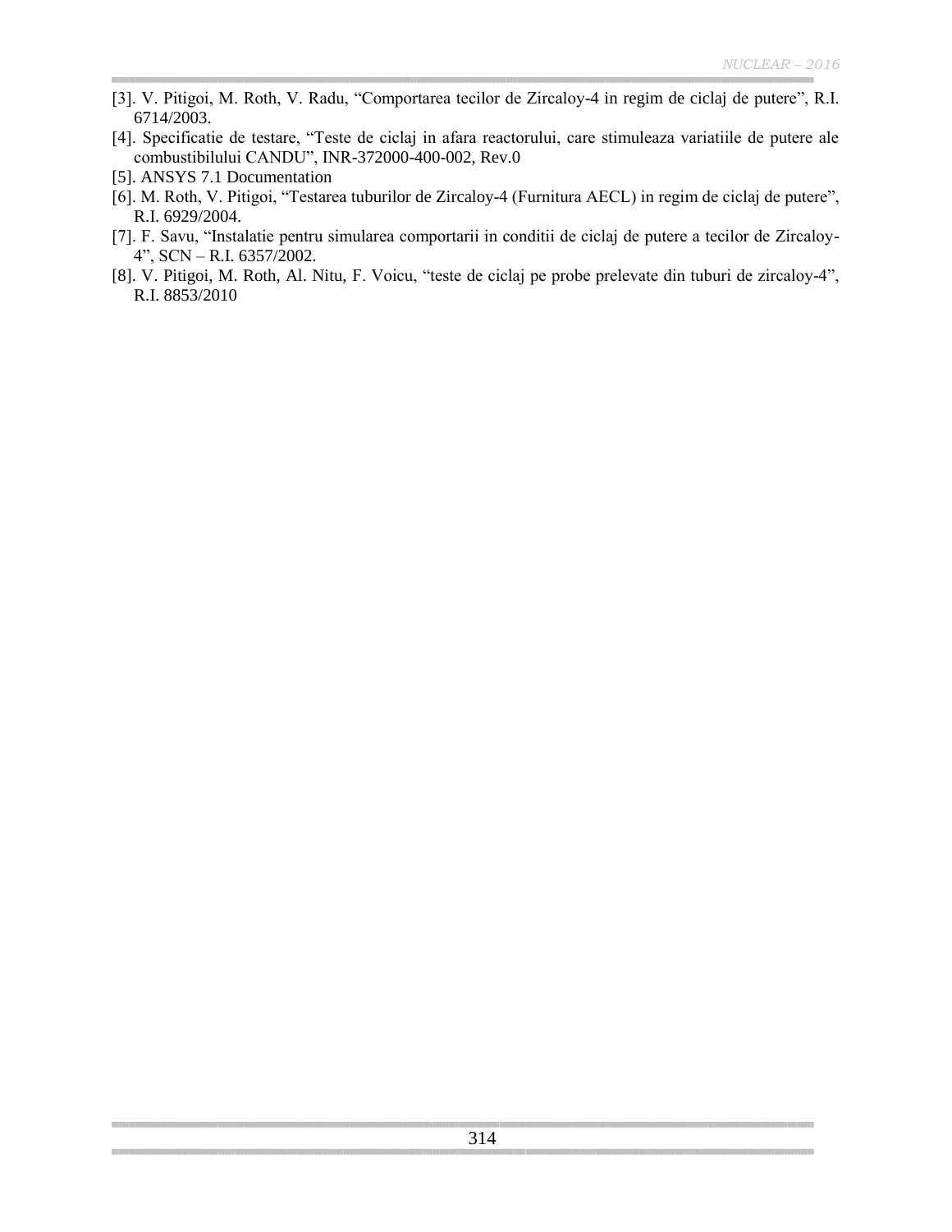[3]. V. Pitigoi, M. Roth, V. Radu, “Comportarea tecilor de Zircaloy-4 in regim de ciclaj de putere”, R.I. 6714/2003.

[4]. Specificatie de testare, “Teste de ciclaj in afara reactorului, care stimuleaza variatiile de putere ale combustibilului CANDU”, INR-372000-400-002, Rev.0

[5]. ANSYS 7.1 Documentation

[6]. M. Roth, V. Pitigoi, “Testarea tuburilor de Zircaloy-4 (Furnitura AECL) in regim de ciclaj de putere”, R.I. 6929/2004.

[7]. F. Savu, “Instalatie pentru simularea comportarii in conditii de ciclaj de putere a tecilor de Zircaloy-4”, SCN – R.I. 6357/2002.

[8]. V. Pitigoi, M. Roth, Al. Nitu, F. Voicu, “teste de ciclaj pe probe prelevate din tuburi de zircaloy-4”, R.I. 8853/2010